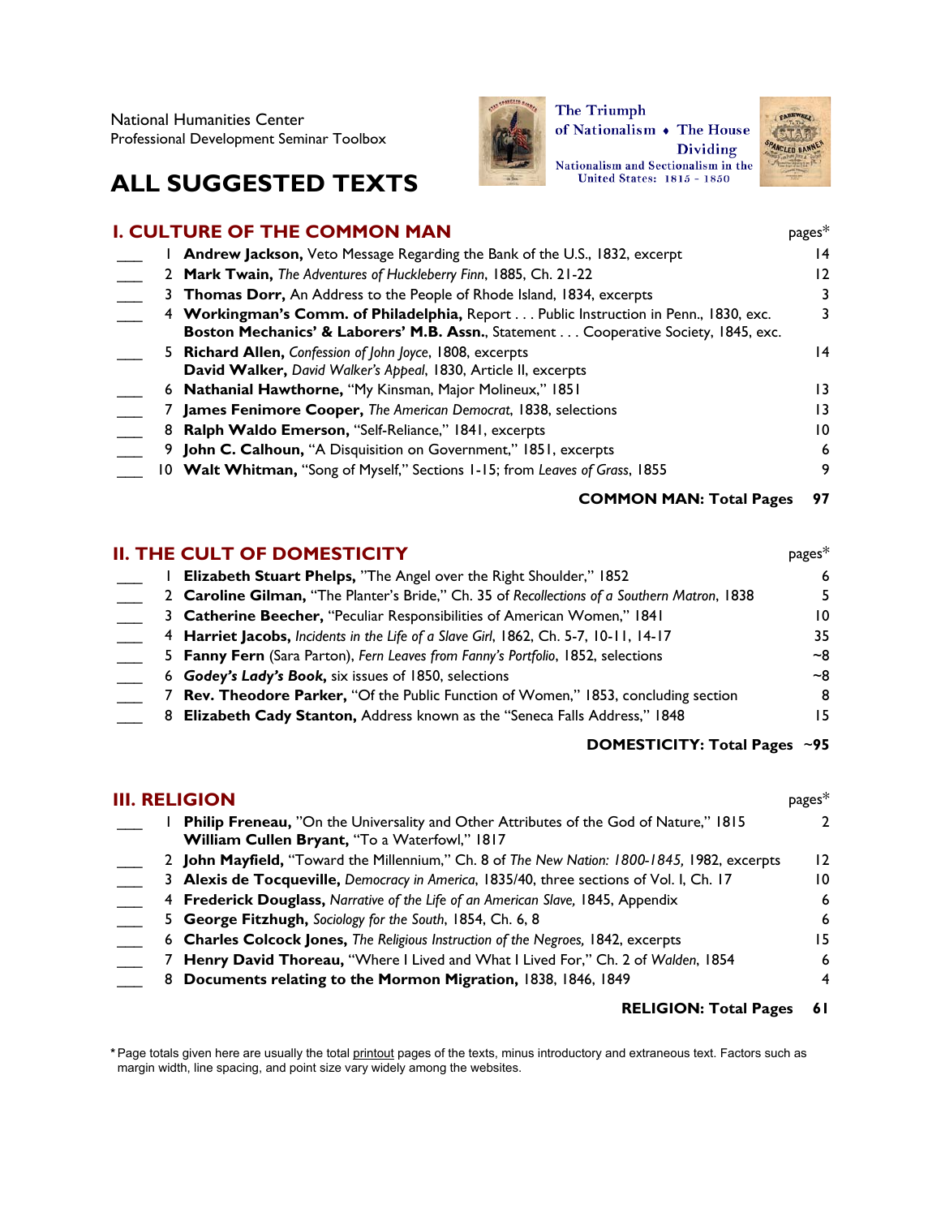National Humanities Center
Professional Development Seminar Toolbox

The Triumph of Nationalism ♦ The House Dividing
Nationalism and Sectionalism in the United States: 1815 - 1850

# ALL SUGGESTED TEXTS

## I. CULTURE OF THE COMMON MAN

| | | | pages* |
|---|---|---|---|
| ___ | 1 | **Andrew Jackson,** Veto Message Regarding the Bank of the U.S., 1832, excerpt | 14 |
| ___ | 2 | **Mark Twain,** *The Adventures of Huckleberry Finn*, 1885, Ch. 21-22 | 12 |
| ___ | 3 | **Thomas Dorr,** An Address to the People of Rhode Island, 1834, excerpts | 3 |
| ___ | 4 | **Workingman's Comm. of Philadelphia,** Report . . . Public Instruction in Penn., 1830, exc. **Boston Mechanics' & Laborers' M.B. Assn.**, Statement . . . Cooperative Society, 1845, exc. | 3 |
| ___ | 5 | **Richard Allen,** *Confession of John Joyce*, 1808, excerpts **David Walker,** *David Walker's Appeal*, 1830, Article II, excerpts | 14 |
| ___ | 6 | **Nathanial Hawthorne,** "My Kinsman, Major Molineux," 1851 | 13 |
| ___ | 7 | **James Fenimore Cooper,** *The American Democrat*, 1838, selections | 13 |
| ___ | 8 | **Ralph Waldo Emerson,** "Self-Reliance," 1841, excerpts | 10 |
| ___ | 9 | **John C. Calhoun,** "A Disquisition on Government," 1851, excerpts | 6 |
| ___ | 10 | **Walt Whitman,** "Song of Myself," Sections 1-15; from *Leaves of Grass*, 1855 | 9 |

**COMMON MAN: Total Pages 97**

## II. THE CULT OF DOMESTICITY

| | | | pages* |
|---|---|---|---|
| ___ | 1 | **Elizabeth Stuart Phelps,** "The Angel over the Right Shoulder," 1852 | 6 |
| ___ | 2 | **Caroline Gilman,** "The Planter's Bride," Ch. 35 of *Recollections of a Southern Matron*, 1838 | 5 |
| ___ | 3 | **Catherine Beecher,** "Peculiar Responsibilities of American Women," 1841 | 10 |
| ___ | 4 | **Harriet Jacobs,** *Incidents in the Life of a Slave Girl*, 1862, Ch. 5-7, 10-11, 14-17 | 35 |
| ___ | 5 | **Fanny Fern** (Sara Parton), *Fern Leaves from Fanny's Portfolio*, 1852, selections | ~8 |
| ___ | 6 | ***Godey's Lady's Book***, six issues of 1850, selections | ~8 |
| ___ | 7 | **Rev. Theodore Parker,** "Of the Public Function of Women," 1853, concluding section | 8 |
| ___ | 8 | **Elizabeth Cady Stanton,** Address known as the "Seneca Falls Address," 1848 | 15 |

**DOMESTICITY: Total Pages ~95**

## III. RELIGION

| | | | pages* |
|---|---|---|---|
| ___ | 1 | **Philip Freneau,** "On the Universality and Other Attributes of the God of Nature," 1815 **William Cullen Bryant,** "To a Waterfowl," 1817 | 2 |
| ___ | 2 | **John Mayfield,** "Toward the Millennium," Ch. 8 of *The New Nation: 1800-1845,* 1982, excerpts | 12 |
| ___ | 3 | **Alexis de Tocqueville,** *Democracy in America*, 1835/40, three sections of Vol. I, Ch. 17 | 10 |
| ___ | 4 | **Frederick Douglass,** *Narrative of the Life of an American Slave,* 1845, Appendix | 6 |
| ___ | 5 | **George Fitzhugh,** *Sociology for the South*, 1854, Ch. 6, 8 | 6 |
| ___ | 6 | **Charles Colcock Jones,** *The Religious Instruction of the Negroes,* 1842, excerpts | 15 |
| ___ | 7 | **Henry David Thoreau,** "Where I Lived and What I Lived For," Ch. 2 of *Walden*, 1854 | 6 |
| ___ | 8 | **Documents relating to the Mormon Migration,** 1838, 1846, 1849 | 4 |

**RELIGION: Total Pages 61**

* Page totals given here are usually the total printout pages of the texts, minus introductory and extraneous text. Factors such as margin width, line spacing, and point size vary widely among the websites.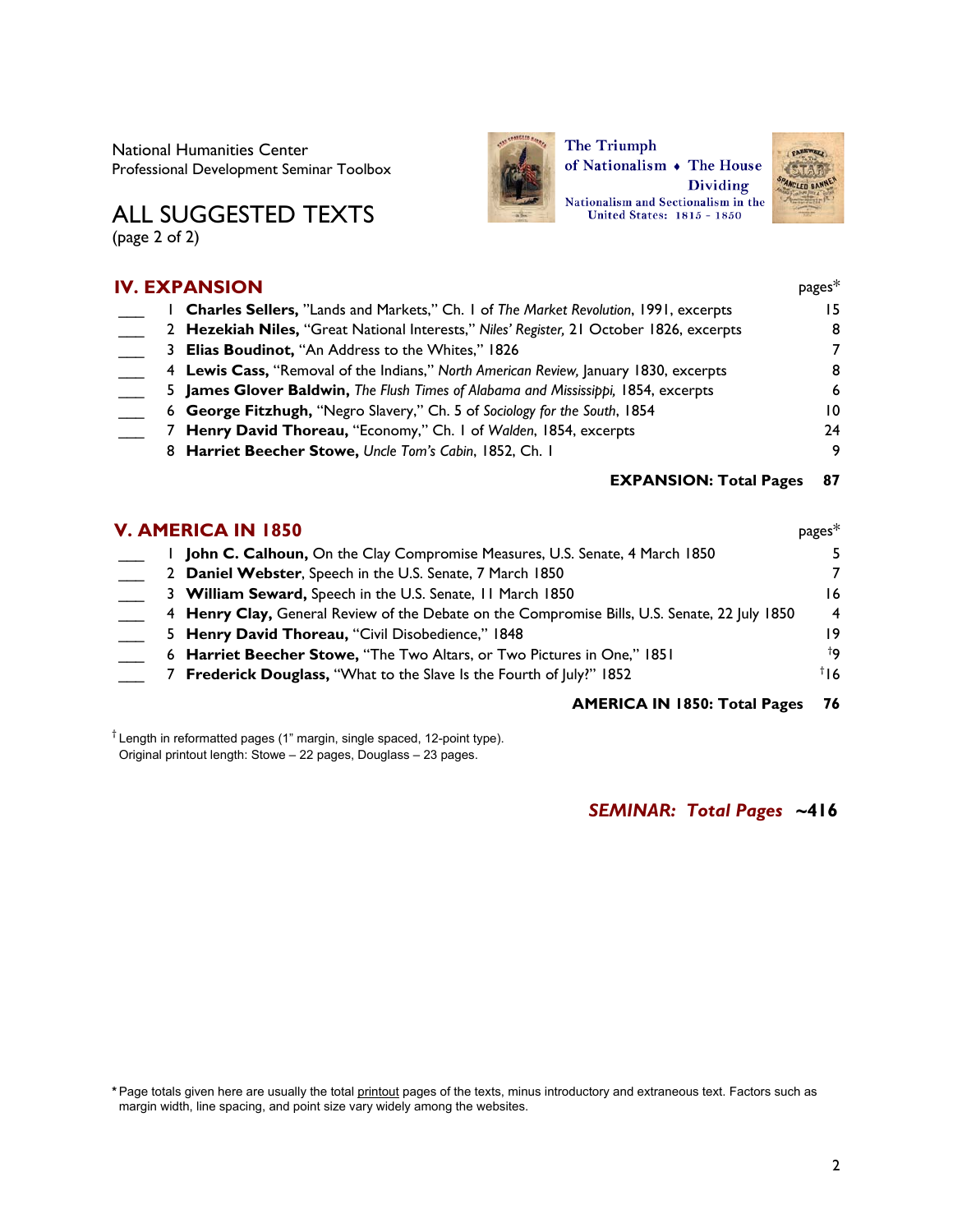National Humanities Center
Professional Development Seminar Toolbox

# ALL SUGGESTED TEXTS
(page 2 of 2)

The Triumph of Nationalism ♦ The House Dividing
Nationalism and Sectionalism in the United States: 1815 - 1850

## IV. EXPANSION

| | | | pages* |
|---|---|---|---|
| ___ | 1 | **Charles Sellers,** "Lands and Markets," Ch. 1 of *The Market Revolution*, 1991, excerpts | 15 |
| ___ | 2 | **Hezekiah Niles,** "Great National Interests," *Niles' Register,* 21 October 1826, excerpts | 8 |
| ___ | 3 | **Elias Boudinot,** "An Address to the Whites," 1826 | 7 |
| ___ | 4 | **Lewis Cass,** "Removal of the Indians," *North American Review,* January 1830, excerpts | 8 |
| ___ | 5 | **James Glover Baldwin,** *The Flush Times of Alabama and Mississippi,* 1854, excerpts | 6 |
| ___ | 6 | **George Fitzhugh,** "Negro Slavery," Ch. 5 of *Sociology for the South*, 1854 | 10 |
| ___ | 7 | **Henry David Thoreau,** "Economy," Ch. 1 of *Walden*, 1854, excerpts | 24 |
| | 8 | **Harriet Beecher Stowe,** *Uncle Tom's Cabin*, 1852, Ch. 1 | 9 |
| | | **EXPANSION: Total Pages** | **87** |

## V. AMERICA IN 1850

| | | | pages* |
|---|---|---|---|
| ___ | 1 | **John C. Calhoun,** On the Clay Compromise Measures, U.S. Senate, 4 March 1850 | 5 |
| ___ | 2 | **Daniel Webster**, Speech in the U.S. Senate, 7 March 1850 | 7 |
| ___ | 3 | **William Seward,** Speech in the U.S. Senate, 11 March 1850 | 16 |
| ___ | 4 | **Henry Clay,** General Review of the Debate on the Compromise Bills, U.S. Senate, 22 July 1850 | 4 |
| ___ | 5 | **Henry David Thoreau,** "Civil Disobedience," 1848 | 19 |
| ___ | 6 | **Harriet Beecher Stowe,** "The Two Altars, or Two Pictures in One," 1851 | †9 |
| ___ | 7 | **Frederick Douglass,** "What to the Slave Is the Fourth of July?" 1852 | †16 |
| | | **AMERICA IN 1850: Total Pages** | **76** |

† Length in reformatted pages (1" margin, single spaced, 12-point type).
Original printout length: Stowe – 22 pages, Douglass – 23 pages.

***SEMINAR: Total Pages*** **~416**

\* Page totals given here are usually the total printout pages of the texts, minus introductory and extraneous text. Factors such as margin width, line spacing, and point size vary widely among the websites.